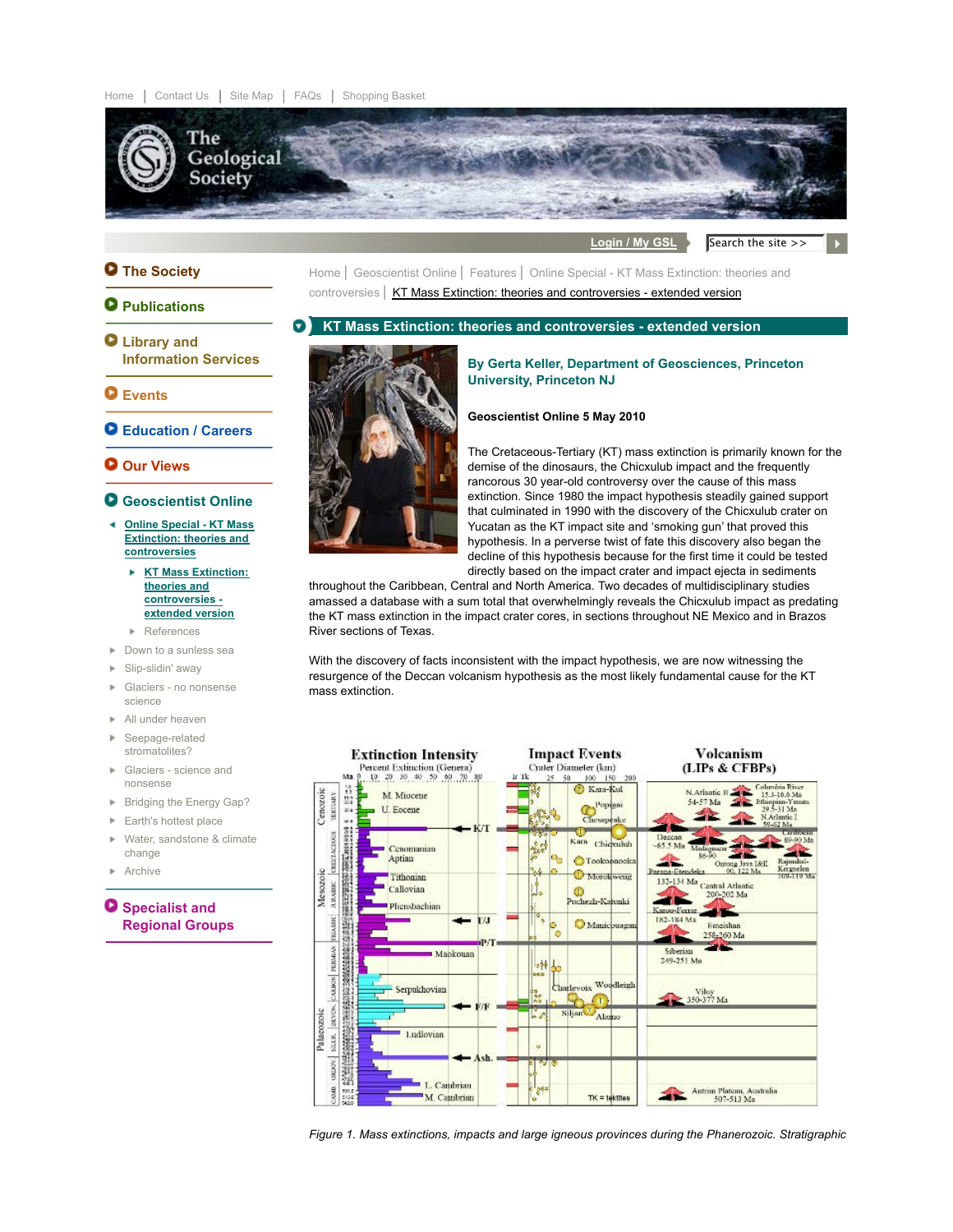Home | Contact Us | Site Map | FAQs | Shopping Basket

The Geological Society

Login / My GSL

Search the site >>

- The Society
- Publications
- Library and Information Services
- Events
- Education / Careers
- Our Views
- Geoscientist Online
  - Online Special - KT Mass Extinction: theories and controversies
    - KT Mass Extinction: theories and controversies - extended version
    - References
  - Down to a sunless sea
  - Slip-slidin' away
  - Glaciers - no nonsense science
  - All under heaven
  - Seepage-related stromatolites?
  - Glaciers - science and nonsense
  - Bridging the Energy Gap?
  - Earth's hottest place
  - Water, sandstone & climate change
  - Archive
- Specialist and Regional Groups

Home | Geoscientist Online | Features | Online Special - KT Mass Extinction: theories and controversies | KT Mass Extinction: theories and controversies - extended version

# KT Mass Extinction: theories and controversies - extended version

**By Gerta Keller, Department of Geosciences, Princeton University, Princeton NJ**

**Geoscientist Online 5 May 2010**

The Cretaceous-Tertiary (KT) mass extinction is primarily known for the demise of the dinosaurs, the Chicxulub impact and the frequently rancorous 30 year-old controversy over the cause of this mass extinction. Since 1980 the impact hypothesis steadily gained support that culminated in 1990 with the discovery of the Chicxulub crater on Yucatan as the KT impact site and 'smoking gun' that proved this hypothesis. In a perverse twist of fate this discovery also began the decline of this hypothesis because for the first time it could be tested directly based on the impact crater and impact ejecta in sediments throughout the Caribbean, Central and North America. Two decades of multidisciplinary studies amassed a database with a sum total that overwhelmingly reveals the Chicxulub impact as predating the KT mass extinction in the impact crater cores, in sections throughout NE Mexico and in Brazos River sections of Texas.

With the discovery of facts inconsistent with the impact hypothesis, we are now witnessing the resurgence of the Deccan volcanism hypothesis as the most likely fundamental cause for the KT mass extinction.

*Figure 1. Mass extinctions, impacts and large igneous provinces during the Phanerozoic. Stratigraphic*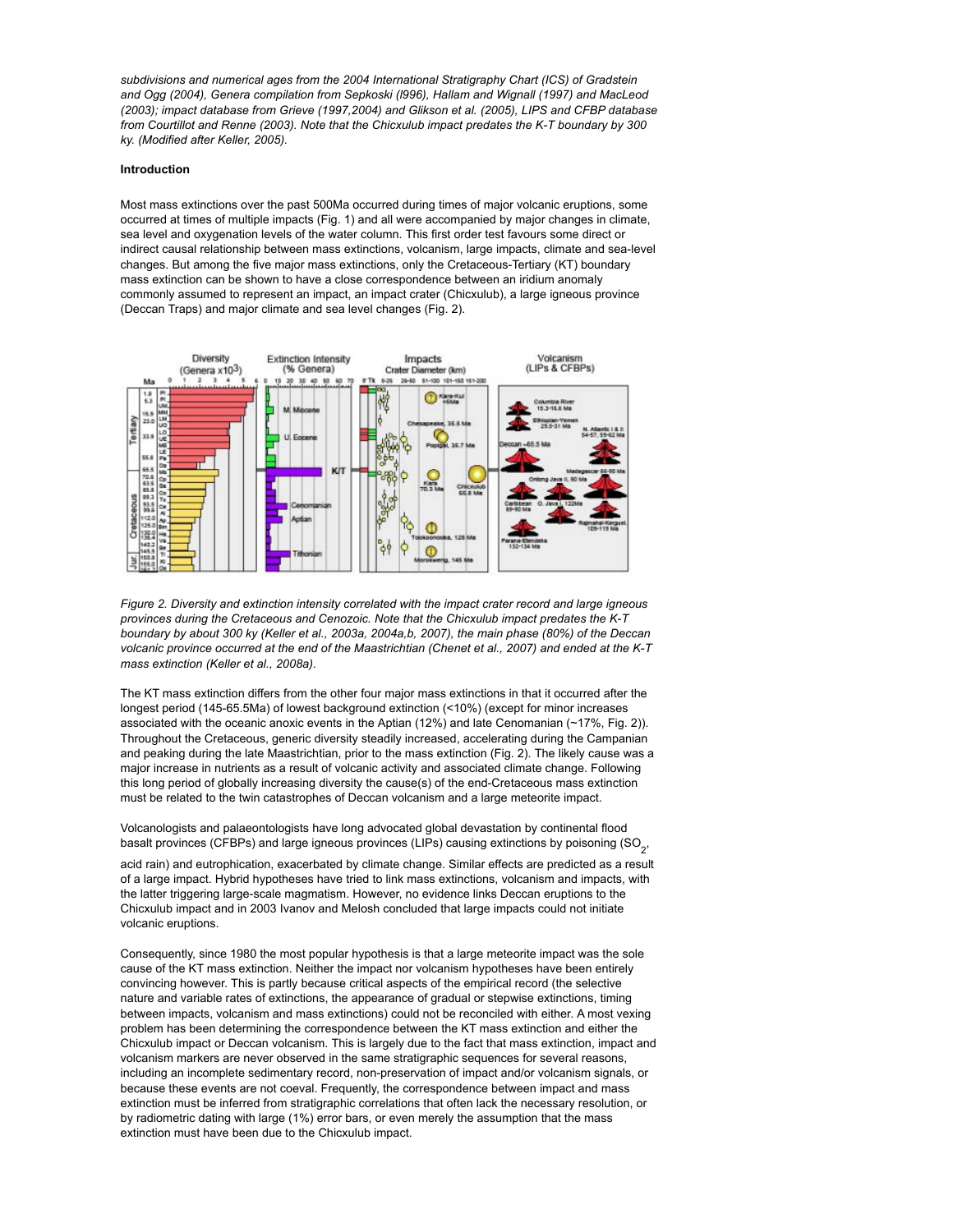*subdivisions and numerical ages from the 2004 International Stratigraphy Chart (ICS) of Gradstein and Ogg (2004), Genera compilation from Sepkoski (I996), Hallam and Wignall (1997) and MacLeod (2003); impact database from Grieve (1997,2004) and Glikson et al. (2005), LIPS and CFBP database from Courtillot and Renne (2003). Note that the Chicxulub impact predates the K-T boundary by 300 ky. (Modified after Keller, 2005).*

**Introduction**

Most mass extinctions over the past 500Ma occurred during times of major volcanic eruptions, some occurred at times of multiple impacts (Fig. 1) and all were accompanied by major changes in climate, sea level and oxygenation levels of the water column. This first order test favours some direct or indirect causal relationship between mass extinctions, volcanism, large impacts, climate and sea-level changes. But among the five major mass extinctions, only the Cretaceous-Tertiary (KT) boundary mass extinction can be shown to have a close correspondence between an iridium anomaly commonly assumed to represent an impact, an impact crater (Chicxulub), a large igneous province (Deccan Traps) and major climate and sea level changes (Fig. 2).

*Figure 2. Diversity and extinction intensity correlated with the impact crater record and large igneous provinces during the Cretaceous and Cenozoic. Note that the Chicxulub impact predates the K-T boundary by about 300 ky (Keller et al., 2003a, 2004a,b, 2007), the main phase (80%) of the Deccan volcanic province occurred at the end of the Maastrichtian (Chenet et al., 2007) and ended at the K-T mass extinction (Keller et al., 2008a).*

The KT mass extinction differs from the other four major mass extinctions in that it occurred after the longest period (145-65.5Ma) of lowest background extinction (<10%) (except for minor increases associated with the oceanic anoxic events in the Aptian (12%) and late Cenomanian (~17%, Fig. 2)). Throughout the Cretaceous, generic diversity steadily increased, accelerating during the Campanian and peaking during the late Maastrichtian, prior to the mass extinction (Fig. 2). The likely cause was a major increase in nutrients as a result of volcanic activity and associated climate change. Following this long period of globally increasing diversity the cause(s) of the end-Cretaceous mass extinction must be related to the twin catastrophes of Deccan volcanism and a large meteorite impact.

Volcanologists and palaeontologists have long advocated global devastation by continental flood basalt provinces (CFBPs) and large igneous provinces (LIPs) causing extinctions by poisoning ($SO_2$, acid rain) and eutrophication, exacerbated by climate change. Similar effects are predicted as a result of a large impact. Hybrid hypotheses have tried to link mass extinctions, volcanism and impacts, with the latter triggering large-scale magmatism. However, no evidence links Deccan eruptions to the Chicxulub impact and in 2003 Ivanov and Melosh concluded that large impacts could not initiate volcanic eruptions.

Consequently, since 1980 the most popular hypothesis is that a large meteorite impact was the sole cause of the KT mass extinction. Neither the impact nor volcanism hypotheses have been entirely convincing however. This is partly because critical aspects of the empirical record (the selective nature and variable rates of extinctions, the appearance of gradual or stepwise extinctions, timing between impacts, volcanism and mass extinctions) could not be reconciled with either. A most vexing problem has been determining the correspondence between the KT mass extinction and either the Chicxulub impact or Deccan volcanism. This is largely due to the fact that mass extinction, impact and volcanism markers are never observed in the same stratigraphic sequences for several reasons, including an incomplete sedimentary record, non-preservation of impact and/or volcanism signals, or because these events are not coeval. Frequently, the correspondence between impact and mass extinction must be inferred from stratigraphic correlations that often lack the necessary resolution, or by radiometric dating with large (1%) error bars, or even merely the assumption that the mass extinction must have been due to the Chicxulub impact.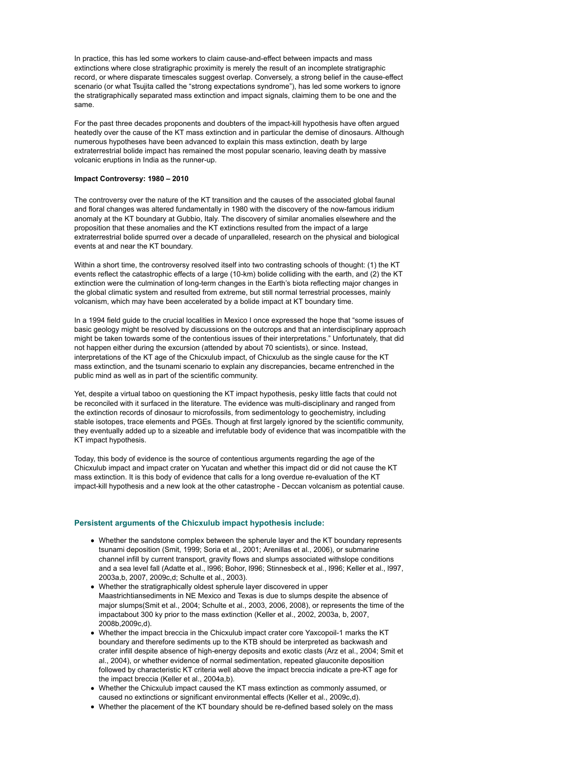In practice, this has led some workers to claim cause-and-effect between impacts and mass extinctions where close stratigraphic proximity is merely the result of an incomplete stratigraphic record, or where disparate timescales suggest overlap. Conversely, a strong belief in the cause-effect scenario (or what Tsujita called the "strong expectations syndrome"), has led some workers to ignore the stratigraphically separated mass extinction and impact signals, claiming them to be one and the same.

For the past three decades proponents and doubters of the impact-kill hypothesis have often argued heatedly over the cause of the KT mass extinction and in particular the demise of dinosaurs. Although numerous hypotheses have been advanced to explain this mass extinction, death by large extraterrestrial bolide impact has remained the most popular scenario, leaving death by massive volcanic eruptions in India as the runner-up.

**Impact Controversy: 1980 – 2010**

The controversy over the nature of the KT transition and the causes of the associated global faunal and floral changes was altered fundamentally in 1980 with the discovery of the now-famous iridium anomaly at the KT boundary at Gubbio, Italy. The discovery of similar anomalies elsewhere and the proposition that these anomalies and the KT extinctions resulted from the impact of a large extraterrestrial bolide spurred over a decade of unparalleled, research on the physical and biological events at and near the KT boundary.

Within a short time, the controversy resolved itself into two contrasting schools of thought: (1) the KT events reflect the catastrophic effects of a large (10-km) bolide colliding with the earth, and (2) the KT extinction were the culmination of long-term changes in the Earth's biota reflecting major changes in the global climatic system and resulted from extreme, but still normal terrestrial processes, mainly volcanism, which may have been accelerated by a bolide impact at KT boundary time.

In a 1994 field guide to the crucial localities in Mexico I once expressed the hope that "some issues of basic geology might be resolved by discussions on the outcrops and that an interdisciplinary approach might be taken towards some of the contentious issues of their interpretations." Unfortunately, that did not happen either during the excursion (attended by about 70 scientists), or since. Instead, interpretations of the KT age of the Chicxulub impact, of Chicxulub as the single cause for the KT mass extinction, and the tsunami scenario to explain any discrepancies, became entrenched in the public mind as well as in part of the scientific community.

Yet, despite a virtual taboo on questioning the KT impact hypothesis, pesky little facts that could not be reconciled with it surfaced in the literature. The evidence was multi-disciplinary and ranged from the extinction records of dinosaur to microfossils, from sedimentology to geochemistry, including stable isotopes, trace elements and PGEs. Though at first largely ignored by the scientific community, they eventually added up to a sizeable and irrefutable body of evidence that was incompatible with the KT impact hypothesis.

Today, this body of evidence is the source of contentious arguments regarding the age of the Chicxulub impact and impact crater on Yucatan and whether this impact did or did not cause the KT mass extinction. It is this body of evidence that calls for a long overdue re-evaluation of the KT impact-kill hypothesis and a new look at the other catastrophe - Deccan volcanism as potential cause.

### Persistent arguments of the Chicxulub impact hypothesis include:

- Whether the sandstone complex between the spherule layer and the KT boundary represents tsunami deposition (Smit, 1999; Soria et al., 2001; Arenillas et al., 2006), or submarine channel infill by current transport, gravity flows and slumps associated withslope conditions and a sea level fall (Adatte et al., l996; Bohor, l996; Stinnesbeck et al., l996; Keller et al., l997, 2003a,b, 2007, 2009c,d; Schulte et al., 2003).
- Whether the stratigraphically oldest spherule layer discovered in upper Maastrichtiansediments in NE Mexico and Texas is due to slumps despite the absence of major slumps(Smit et al., 2004; Schulte et al., 2003, 2006, 2008), or represents the time of the impactabout 300 ky prior to the mass extinction (Keller et al., 2002, 2003a, b, 2007, 2008b,2009c,d).
- Whether the impact breccia in the Chicxulub impact crater core Yaxcopoil-1 marks the KT boundary and therefore sediments up to the KTB should be interpreted as backwash and crater infill despite absence of high-energy deposits and exotic clasts (Arz et al., 2004; Smit et al., 2004), or whether evidence of normal sedimentation, repeated glauconite deposition followed by characteristic KT criteria well above the impact breccia indicate a pre-KT age for the impact breccia (Keller et al., 2004a,b).
- Whether the Chicxulub impact caused the KT mass extinction as commonly assumed, or caused no extinctions or significant environmental effects (Keller et al., 2009c,d).
- Whether the placement of the KT boundary should be re-defined based solely on the mass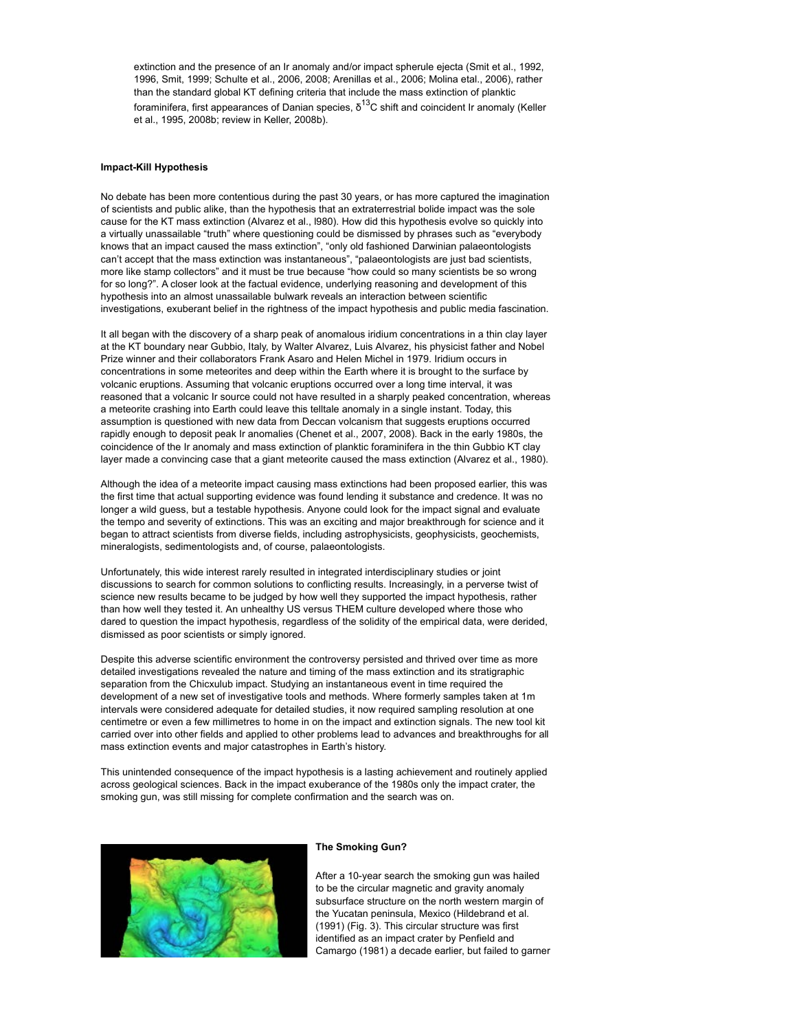extinction and the presence of an Ir anomaly and/or impact spherule ejecta (Smit et al., 1992, 1996, Smit, 1999; Schulte et al., 2006, 2008; Arenillas et al., 2006; Molina etal., 2006), rather than the standard global KT defining criteria that include the mass extinction of planktic foraminifera, first appearances of Danian species, $\delta^{13}C$ shift and coincident Ir anomaly (Keller et al., 1995, 2008b; review in Keller, 2008b).

**Impact-Kill Hypothesis**

No debate has been more contentious during the past 30 years, or has more captured the imagination of scientists and public alike, than the hypothesis that an extraterrestrial bolide impact was the sole cause for the KT mass extinction (Alvarez et al., l980). How did this hypothesis evolve so quickly into a virtually unassailable "truth" where questioning could be dismissed by phrases such as "everybody knows that an impact caused the mass extinction", "only old fashioned Darwinian palaeontologists can't accept that the mass extinction was instantaneous", "palaeontologists are just bad scientists, more like stamp collectors" and it must be true because "how could so many scientists be so wrong for so long?". A closer look at the factual evidence, underlying reasoning and development of this hypothesis into an almost unassailable bulwark reveals an interaction between scientific investigations, exuberant belief in the rightness of the impact hypothesis and public media fascination.

It all began with the discovery of a sharp peak of anomalous iridium concentrations in a thin clay layer at the KT boundary near Gubbio, Italy, by Walter Alvarez, Luis Alvarez, his physicist father and Nobel Prize winner and their collaborators Frank Asaro and Helen Michel in 1979. Iridium occurs in concentrations in some meteorites and deep within the Earth where it is brought to the surface by volcanic eruptions. Assuming that volcanic eruptions occurred over a long time interval, it was reasoned that a volcanic Ir source could not have resulted in a sharply peaked concentration, whereas a meteorite crashing into Earth could leave this telltale anomaly in a single instant. Today, this assumption is questioned with new data from Deccan volcanism that suggests eruptions occurred rapidly enough to deposit peak Ir anomalies (Chenet et al., 2007, 2008). Back in the early 1980s, the coincidence of the Ir anomaly and mass extinction of planktic foraminifera in the thin Gubbio KT clay layer made a convincing case that a giant meteorite caused the mass extinction (Alvarez et al., 1980).

Although the idea of a meteorite impact causing mass extinctions had been proposed earlier, this was the first time that actual supporting evidence was found lending it substance and credence. It was no longer a wild guess, but a testable hypothesis. Anyone could look for the impact signal and evaluate the tempo and severity of extinctions. This was an exciting and major breakthrough for science and it began to attract scientists from diverse fields, including astrophysicists, geophysicists, geochemists, mineralogists, sedimentologists and, of course, palaeontologists.

Unfortunately, this wide interest rarely resulted in integrated interdisciplinary studies or joint discussions to search for common solutions to conflicting results. Increasingly, in a perverse twist of science new results became to be judged by how well they supported the impact hypothesis, rather than how well they tested it. An unhealthy US versus THEM culture developed where those who dared to question the impact hypothesis, regardless of the solidity of the empirical data, were derided, dismissed as poor scientists or simply ignored.

Despite this adverse scientific environment the controversy persisted and thrived over time as more detailed investigations revealed the nature and timing of the mass extinction and its stratigraphic separation from the Chicxulub impact. Studying an instantaneous event in time required the development of a new set of investigative tools and methods. Where formerly samples taken at 1m intervals were considered adequate for detailed studies, it now required sampling resolution at one centimetre or even a few millimetres to home in on the impact and extinction signals. The new tool kit carried over into other fields and applied to other problems lead to advances and breakthroughs for all mass extinction events and major catastrophes in Earth's history.

This unintended consequence of the impact hypothesis is a lasting achievement and routinely applied across geological sciences. Back in the impact exuberance of the 1980s only the impact crater, the smoking gun, was still missing for complete confirmation and the search was on.

**The Smoking Gun?**

After a 10-year search the smoking gun was hailed to be the circular magnetic and gravity anomaly subsurface structure on the north western margin of the Yucatan peninsula, Mexico (Hildebrand et al. (1991) (Fig. 3). This circular structure was first identified as an impact crater by Penfield and Camargo (1981) a decade earlier, but failed to garner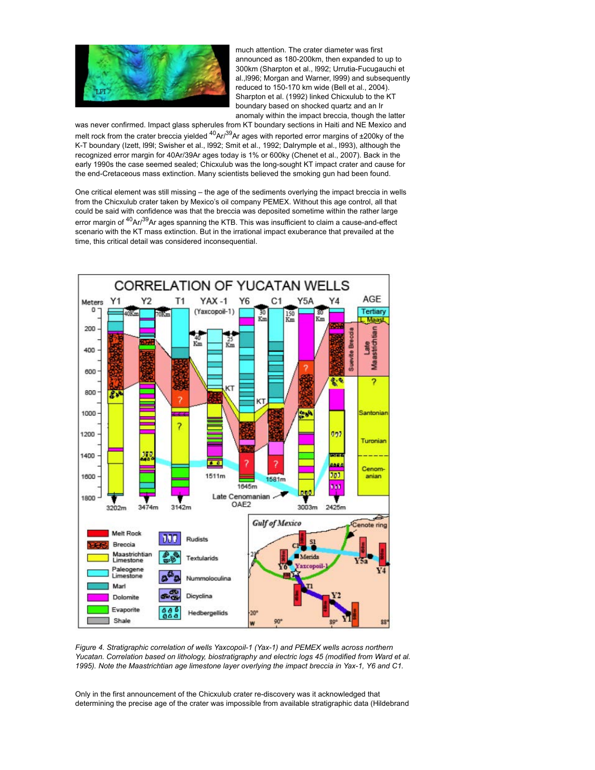much attention. The crater diameter was first announced as 180-200km, then expanded to up to 300km (Sharpton et al., l992; Urrutia-Fucugauchi et al.,l996; Morgan and Warner, l999) and subsequently reduced to 150-170 km wide (Bell et al., 2004). Sharpton et al. (1992) linked Chicxulub to the KT boundary based on shocked quartz and an Ir anomaly within the impact breccia, though the latter was never confirmed. Impact glass spherules from KT boundary sections in Haiti and NE Mexico and melt rock from the crater breccia yielded $^{40}Ar/^{39}Ar$ ages with reported error margins of ±200ky of the K-T boundary (Izett, l99l; Swisher et al., l992; Smit et al., 1992; Dalrymple et al., l993), although the recognized error margin for 40Ar/39Ar ages today is 1% or 600ky (Chenet et al., 2007). Back in the early 1990s the case seemed sealed; Chicxulub was the long-sought KT impact crater and cause for the end-Cretaceous mass extinction. Many scientists believed the smoking gun had been found.

One critical element was still missing – the age of the sediments overlying the impact breccia in wells from the Chicxulub crater taken by Mexico's oil company PEMEX. Without this age control, all that could be said with confidence was that the breccia was deposited sometime within the rather large error margin of $^{40}Ar/^{39}Ar$ ages spanning the KTB. This was insufficient to claim a cause-and-effect scenario with the KT mass extinction. But in the irrational impact exuberance that prevailed at the time, this critical detail was considered inconsequential.

*Figure 4. Stratigraphic correlation of wells Yaxcopoil-1 (Yax-1) and PEMEX wells across northern Yucatan. Correlation based on lithology, biostratigraphy and electric logs 45 (modified from Ward et al. 1995). Note the Maastrichtian age limestone layer overlying the impact breccia in Yax-1, Y6 and C1.*

Only in the first announcement of the Chicxulub crater re-discovery was it acknowledged that determining the precise age of the crater was impossible from available stratigraphic data (Hildebrand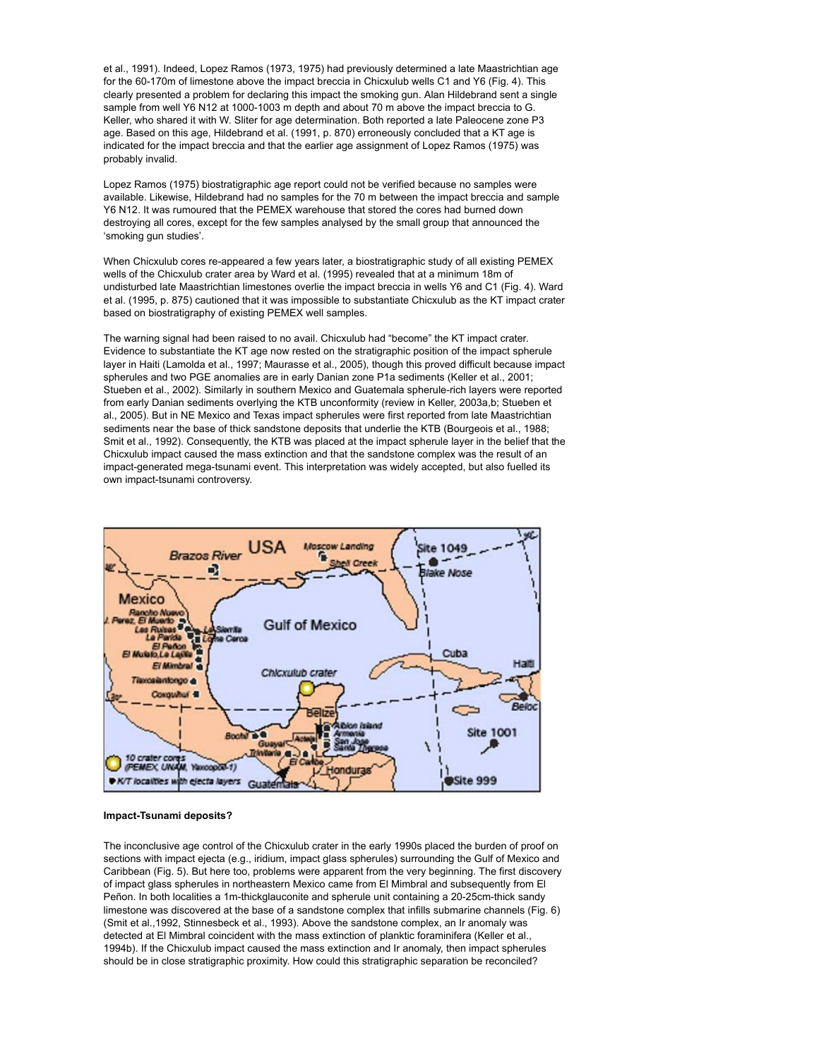et al., 1991). Indeed, Lopez Ramos (1973, 1975) had previously determined a late Maastrichtian age for the 60-170m of limestone above the impact breccia in Chicxulub wells C1 and Y6 (Fig. 4). This clearly presented a problem for declaring this impact the smoking gun. Alan Hildebrand sent a single sample from well Y6 N12 at 1000-1003 m depth and about 70 m above the impact breccia to G. Keller, who shared it with W. Sliter for age determination. Both reported a late Paleocene zone P3 age. Based on this age, Hildebrand et al. (1991, p. 870) erroneously concluded that a KT age is indicated for the impact breccia and that the earlier age assignment of Lopez Ramos (1975) was probably invalid.

Lopez Ramos (1975) biostratigraphic age report could not be verified because no samples were available. Likewise, Hildebrand had no samples for the 70 m between the impact breccia and sample Y6 N12. It was rumoured that the PEMEX warehouse that stored the cores had burned down destroying all cores, except for the few samples analysed by the small group that announced the 'smoking gun studies'.

When Chicxulub cores re-appeared a few years later, a biostratigraphic study of all existing PEMEX wells of the Chicxulub crater area by Ward et al. (1995) revealed that at a minimum 18m of undisturbed late Maastrichtian limestones overlie the impact breccia in wells Y6 and C1 (Fig. 4). Ward et al. (1995, p. 875) cautioned that it was impossible to substantiate Chicxulub as the KT impact crater based on biostratigraphy of existing PEMEX well samples.

The warning signal had been raised to no avail. Chicxulub had "become" the KT impact crater. Evidence to substantiate the KT age now rested on the stratigraphic position of the impact spherule layer in Haiti (Lamolda et al., 1997; Maurasse et al., 2005), though this proved difficult because impact spherules and two PGE anomalies are in early Danian zone P1a sediments (Keller et al., 2001; Stueben et al., 2002). Similarly in southern Mexico and Guatemala spherule-rich layers were reported from early Danian sediments overlying the KTB unconformity (review in Keller, 2003a,b; Stueben et al., 2005). But in NE Mexico and Texas impact spherules were first reported from late Maastrichtian sediments near the base of thick sandstone deposits that underlie the KTB (Bourgeois et al., 1988; Smit et al., 1992). Consequently, the KTB was placed at the impact spherule layer in the belief that the Chicxulub impact caused the mass extinction and that the sandstone complex was the result of an impact-generated mega-tsunami event. This interpretation was widely accepted, but also fuelled its own impact-tsunami controversy.

**Impact-Tsunami deposits?**

The inconclusive age control of the Chicxulub crater in the early 1990s placed the burden of proof on sections with impact ejecta (e.g., iridium, impact glass spherules) surrounding the Gulf of Mexico and Caribbean (Fig. 5). But here too, problems were apparent from the very beginning. The first discovery of impact glass spherules in northeastern Mexico came from El Mimbral and subsequently from El Peñon. In both localities a 1m-thickglauconite and spherule unit containing a 20-25cm-thick sandy limestone was discovered at the base of a sandstone complex that infills submarine channels (Fig. 6) (Smit et al.,1992, Stinnesbeck et al., 1993). Above the sandstone complex, an Ir anomaly was detected at El Mimbral coincident with the mass extinction of planktic foraminifera (Keller et al., 1994b). If the Chicxulub impact caused the mass extinction and Ir anomaly, then impact spherules should be in close stratigraphic proximity. How could this stratigraphic separation be reconciled?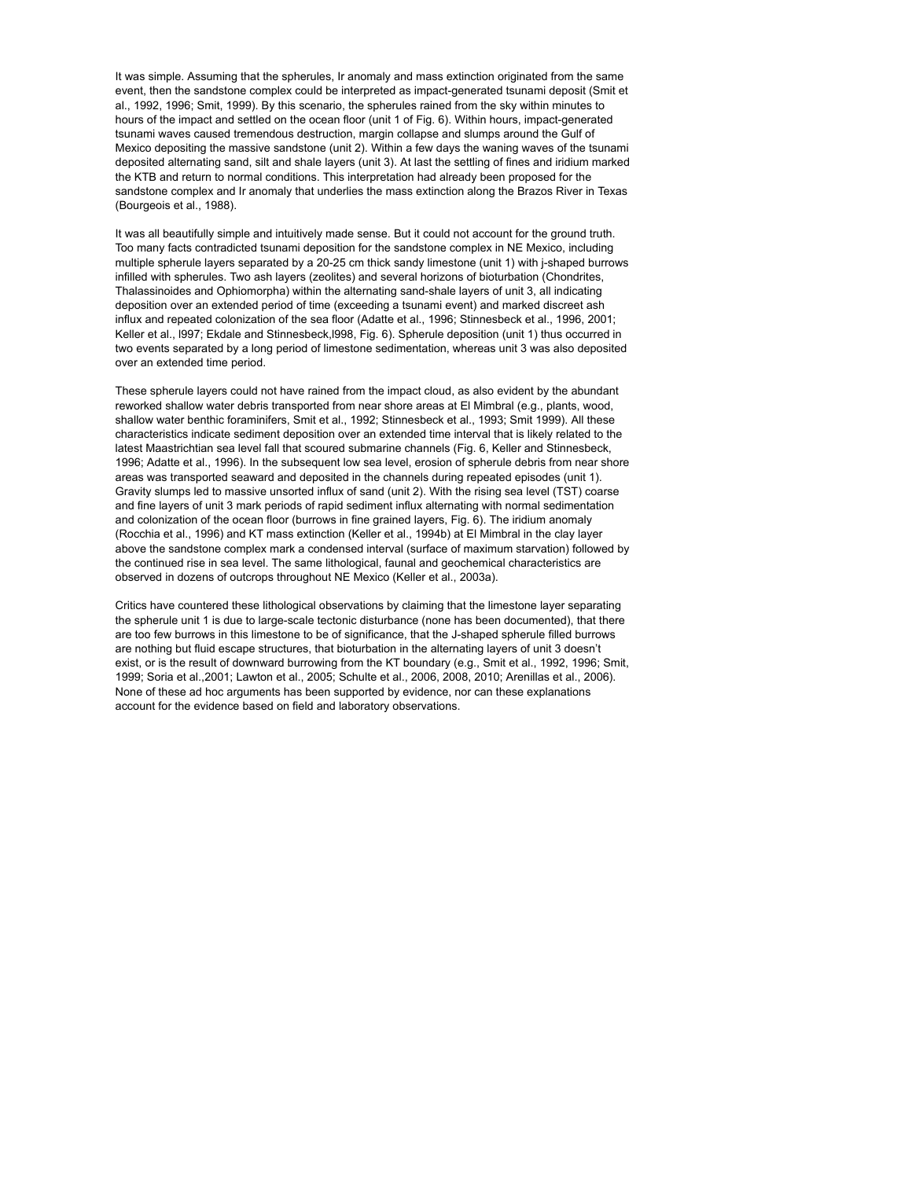It was simple. Assuming that the spherules, Ir anomaly and mass extinction originated from the same event, then the sandstone complex could be interpreted as impact-generated tsunami deposit (Smit et al., 1992, 1996; Smit, 1999). By this scenario, the spherules rained from the sky within minutes to hours of the impact and settled on the ocean floor (unit 1 of Fig. 6). Within hours, impact-generated tsunami waves caused tremendous destruction, margin collapse and slumps around the Gulf of Mexico depositing the massive sandstone (unit 2). Within a few days the waning waves of the tsunami deposited alternating sand, silt and shale layers (unit 3). At last the settling of fines and iridium marked the KTB and return to normal conditions. This interpretation had already been proposed for the sandstone complex and Ir anomaly that underlies the mass extinction along the Brazos River in Texas (Bourgeois et al., 1988).

It was all beautifully simple and intuitively made sense. But it could not account for the ground truth. Too many facts contradicted tsunami deposition for the sandstone complex in NE Mexico, including multiple spherule layers separated by a 20-25 cm thick sandy limestone (unit 1) with j-shaped burrows infilled with spherules. Two ash layers (zeolites) and several horizons of bioturbation (Chondrites, Thalassinoides and Ophiomorpha) within the alternating sand-shale layers of unit 3, all indicating deposition over an extended period of time (exceeding a tsunami event) and marked discreet ash influx and repeated colonization of the sea floor (Adatte et al., 1996; Stinnesbeck et al., 1996, 2001; Keller et al., l997; Ekdale and Stinnesbeck,l998, Fig. 6). Spherule deposition (unit 1) thus occurred in two events separated by a long period of limestone sedimentation, whereas unit 3 was also deposited over an extended time period.

These spherule layers could not have rained from the impact cloud, as also evident by the abundant reworked shallow water debris transported from near shore areas at El Mimbral (e.g., plants, wood, shallow water benthic foraminifers, Smit et al., 1992; Stinnesbeck et al., 1993; Smit 1999). All these characteristics indicate sediment deposition over an extended time interval that is likely related to the latest Maastrichtian sea level fall that scoured submarine channels (Fig. 6, Keller and Stinnesbeck, 1996; Adatte et al., 1996). In the subsequent low sea level, erosion of spherule debris from near shore areas was transported seaward and deposited in the channels during repeated episodes (unit 1). Gravity slumps led to massive unsorted influx of sand (unit 2). With the rising sea level (TST) coarse and fine layers of unit 3 mark periods of rapid sediment influx alternating with normal sedimentation and colonization of the ocean floor (burrows in fine grained layers, Fig. 6). The iridium anomaly (Rocchia et al., 1996) and KT mass extinction (Keller et al., 1994b) at El Mimbral in the clay layer above the sandstone complex mark a condensed interval (surface of maximum starvation) followed by the continued rise in sea level. The same lithological, faunal and geochemical characteristics are observed in dozens of outcrops throughout NE Mexico (Keller et al., 2003a).

Critics have countered these lithological observations by claiming that the limestone layer separating the spherule unit 1 is due to large-scale tectonic disturbance (none has been documented), that there are too few burrows in this limestone to be of significance, that the J-shaped spherule filled burrows are nothing but fluid escape structures, that bioturbation in the alternating layers of unit 3 doesn't exist, or is the result of downward burrowing from the KT boundary (e.g., Smit et al., 1992, 1996; Smit, 1999; Soria et al.,2001; Lawton et al., 2005; Schulte et al., 2006, 2008, 2010; Arenillas et al., 2006). None of these ad hoc arguments has been supported by evidence, nor can these explanations account for the evidence based on field and laboratory observations.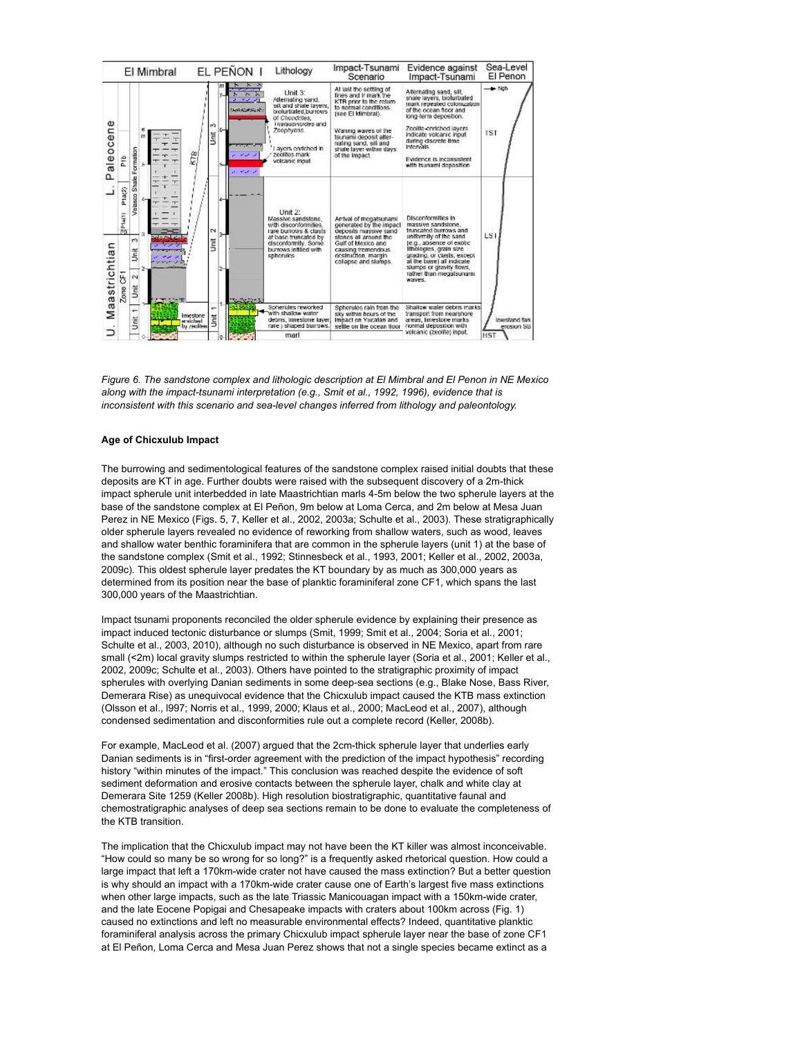*Figure 6. The sandstone complex and lithologic description at El Mimbral and El Penon in NE Mexico along with the impact-tsunami interpretation (e.g., Smit et al., 1992, 1996), evidence that is inconsistent with this scenario and sea-level changes inferred from lithology and paleontology.*

**Age of Chicxulub Impact**

The burrowing and sedimentological features of the sandstone complex raised initial doubts that these deposits are KT in age. Further doubts were raised with the subsequent discovery of a 2m-thick impact spherule unit interbedded in late Maastrichtian marls 4-5m below the two spherule layers at the base of the sandstone complex at El Peñon, 9m below at Loma Cerca, and 2m below at Mesa Juan Perez in NE Mexico (Figs. 5, 7, Keller et al., 2002, 2003a; Schulte et al., 2003). These stratigraphically older spherule layers revealed no evidence of reworking from shallow waters, such as wood, leaves and shallow water benthic foraminifera that are common in the spherule layers (unit 1) at the base of the sandstone complex (Smit et al., 1992; Stinnesbeck et al., 1993, 2001; Keller et al., 2002, 2003a, 2009c). This oldest spherule layer predates the KT boundary by as much as 300,000 years as determined from its position near the base of planktic foraminiferal zone CF1, which spans the last 300,000 years of the Maastrichtian.

Impact tsunami proponents reconciled the older spherule evidence by explaining their presence as impact induced tectonic disturbance or slumps (Smit, 1999; Smit et al., 2004; Soria et al., 2001; Schulte et al., 2003, 2010), although no such disturbance is observed in NE Mexico, apart from rare small (<2m) local gravity slumps restricted to within the spherule layer (Soria et al., 2001; Keller et al., 2002, 2009c; Schulte et al., 2003). Others have pointed to the stratigraphic proximity of impact spherules with overlying Danian sediments in some deep-sea sections (e.g., Blake Nose, Bass River, Demerara Rise) as unequivocal evidence that the Chicxulub impact caused the KTB mass extinction (Olsson et al., l997; Norris et al., 1999, 2000; Klaus et al., 2000; MacLeod et al., 2007), although condensed sedimentation and disconformities rule out a complete record (Keller, 2008b).

For example, MacLeod et al. (2007) argued that the 2cm-thick spherule layer that underlies early Danian sediments is in "first-order agreement with the prediction of the impact hypothesis" recording history "within minutes of the impact." This conclusion was reached despite the evidence of soft sediment deformation and erosive contacts between the spherule layer, chalk and white clay at Demerara Site 1259 (Keller 2008b). High resolution biostratigraphic, quantitative faunal and chemostratigraphic analyses of deep sea sections remain to be done to evaluate the completeness of the KTB transition.

The implication that the Chicxulub impact may not have been the KT killer was almost inconceivable. "How could so many be so wrong for so long?" is a frequently asked rhetorical question. How could a large impact that left a 170km-wide crater not have caused the mass extinction? But a better question is why should an impact with a 170km-wide crater cause one of Earth's largest five mass extinctions when other large impacts, such as the late Triassic Manicouagan impact with a 150km-wide crater, and the late Eocene Popigai and Chesapeake impacts with craters about 100km across (Fig. 1) caused no extinctions and left no measurable environmental effects? Indeed, quantitative planktic foraminiferal analysis across the primary Chicxulub impact spherule layer near the base of zone CF1 at El Peñon, Loma Cerca and Mesa Juan Perez shows that not a single species became extinct as a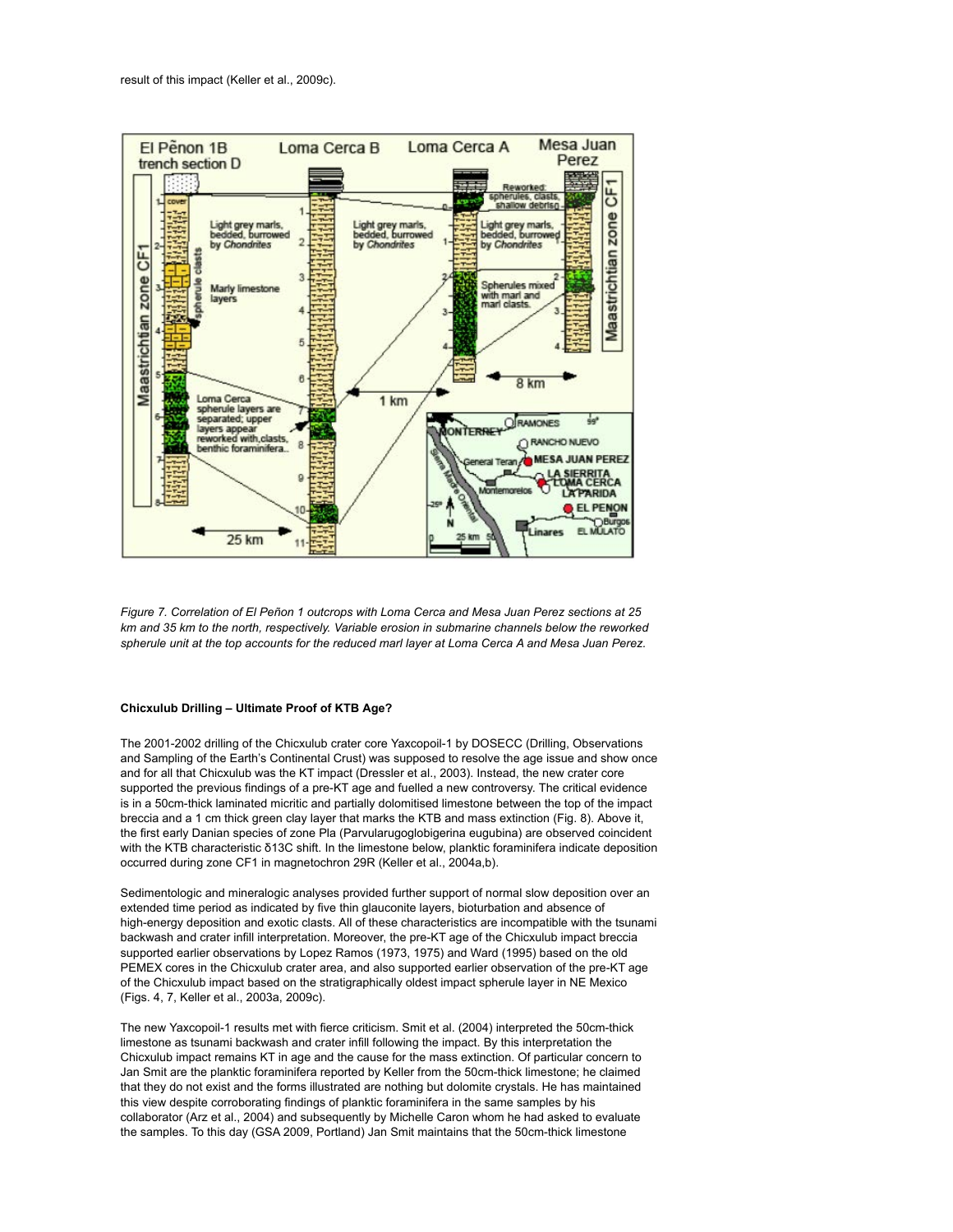result of this impact (Keller et al., 2009c).

*Figure 7. Correlation of El Peñon 1 outcrops with Loma Cerca and Mesa Juan Perez sections at 25 km and 35 km to the north, respectively. Variable erosion in submarine channels below the reworked spherule unit at the top accounts for the reduced marl layer at Loma Cerca A and Mesa Juan Perez.*

**Chicxulub Drilling – Ultimate Proof of KTB Age?**

The 2001-2002 drilling of the Chicxulub crater core Yaxcopoil-1 by DOSECC (Drilling, Observations and Sampling of the Earth's Continental Crust) was supposed to resolve the age issue and show once and for all that Chicxulub was the KT impact (Dressler et al., 2003). Instead, the new crater core supported the previous findings of a pre-KT age and fuelled a new controversy. The critical evidence is in a 50cm-thick laminated micritic and partially dolomitised limestone between the top of the impact breccia and a 1 cm thick green clay layer that marks the KTB and mass extinction (Fig. 8). Above it, the first early Danian species of zone Pla (Parvularugoglobigerina eugubina) are observed coincident with the KTB characteristic δ13C shift. In the limestone below, planktic foraminifera indicate deposition occurred during zone CF1 in magnetochron 29R (Keller et al., 2004a,b).

Sedimentologic and mineralogic analyses provided further support of normal slow deposition over an extended time period as indicated by five thin glauconite layers, bioturbation and absence of high-energy deposition and exotic clasts. All of these characteristics are incompatible with the tsunami backwash and crater infill interpretation. Moreover, the pre-KT age of the Chicxulub impact breccia supported earlier observations by Lopez Ramos (1973, 1975) and Ward (1995) based on the old PEMEX cores in the Chicxulub crater area, and also supported earlier observation of the pre-KT age of the Chicxulub impact based on the stratigraphically oldest impact spherule layer in NE Mexico (Figs. 4, 7, Keller et al., 2003a, 2009c).

The new Yaxcopoil-1 results met with fierce criticism. Smit et al. (2004) interpreted the 50cm-thick limestone as tsunami backwash and crater infill following the impact. By this interpretation the Chicxulub impact remains KT in age and the cause for the mass extinction. Of particular concern to Jan Smit are the planktic foraminifera reported by Keller from the 50cm-thick limestone; he claimed that they do not exist and the forms illustrated are nothing but dolomite crystals. He has maintained this view despite corroborating findings of planktic foraminifera in the same samples by his collaborator (Arz et al., 2004) and subsequently by Michelle Caron whom he had asked to evaluate the samples. To this day (GSA 2009, Portland) Jan Smit maintains that the 50cm-thick limestone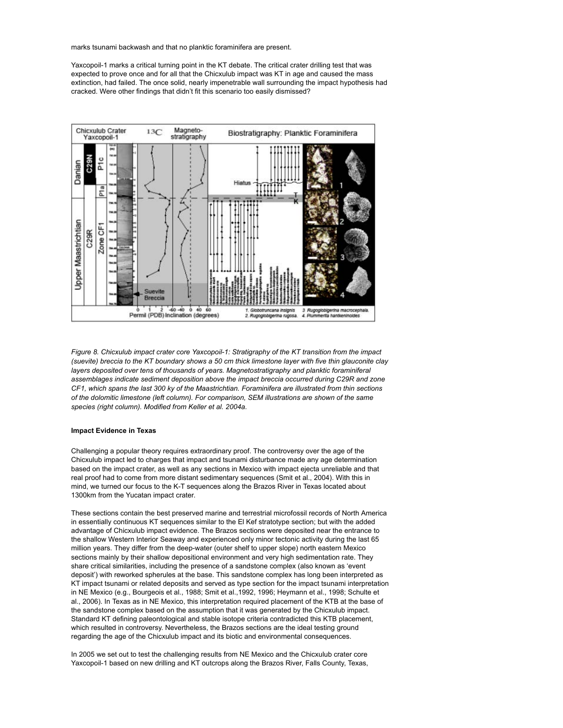marks tsunami backwash and that no planktic foraminifera are present.

Yaxcopoil-1 marks a critical turning point in the KT debate. The critical crater drilling test that was expected to prove once and for all that the Chicxulub impact was KT in age and caused the mass extinction, had failed. The once solid, nearly impenetrable wall surrounding the impact hypothesis had cracked. Were other findings that didn't fit this scenario too easily dismissed?

*Figure 8. Chicxulub impact crater core Yaxcopoil-1: Stratigraphy of the KT transition from the impact (suevite) breccia to the KT boundary shows a 50 cm thick limestone layer with five thin glauconite clay layers deposited over tens of thousands of years. Magnetostratigraphy and planktic foraminiferal assemblages indicate sediment deposition above the impact breccia occurred during C29R and zone CF1, which spans the last 300 ky of the Maastrichtian. Foraminifera are illustrated from thin sections of the dolomitic limestone (left column). For comparison, SEM illustrations are shown of the same species (right column). Modified from Keller et al. 2004a.*

**Impact Evidence in Texas**

Challenging a popular theory requires extraordinary proof. The controversy over the age of the Chicxulub impact led to charges that impact and tsunami disturbance made any age determination based on the impact crater, as well as any sections in Mexico with impact ejecta unreliable and that real proof had to come from more distant sedimentary sequences (Smit et al., 2004). With this in mind, we turned our focus to the K-T sequences along the Brazos River in Texas located about 1300km from the Yucatan impact crater.

These sections contain the best preserved marine and terrestrial microfossil records of North America in essentially continuous KT sequences similar to the El Kef stratotype section; but with the added advantage of Chicxulub impact evidence. The Brazos sections were deposited near the entrance to the shallow Western Interior Seaway and experienced only minor tectonic activity during the last 65 million years. They differ from the deep-water (outer shelf to upper slope) north eastern Mexico sections mainly by their shallow depositional environment and very high sedimentation rate. They share critical similarities, including the presence of a sandstone complex (also known as 'event deposit') with reworked spherules at the base. This sandstone complex has long been interpreted as KT impact tsunami or related deposits and served as type section for the impact tsunami interpretation in NE Mexico (e.g., Bourgeois et al., 1988; Smit et al.,1992, 1996; Heymann et al., 1998; Schulte et al., 2006). In Texas as in NE Mexico, this interpretation required placement of the KTB at the base of the sandstone complex based on the assumption that it was generated by the Chicxulub impact. Standard KT defining paleontological and stable isotope criteria contradicted this KTB placement, which resulted in controversy. Nevertheless, the Brazos sections are the ideal testing ground regarding the age of the Chicxulub impact and its biotic and environmental consequences.

In 2005 we set out to test the challenging results from NE Mexico and the Chicxulub crater core Yaxcopoil-1 based on new drilling and KT outcrops along the Brazos River, Falls County, Texas,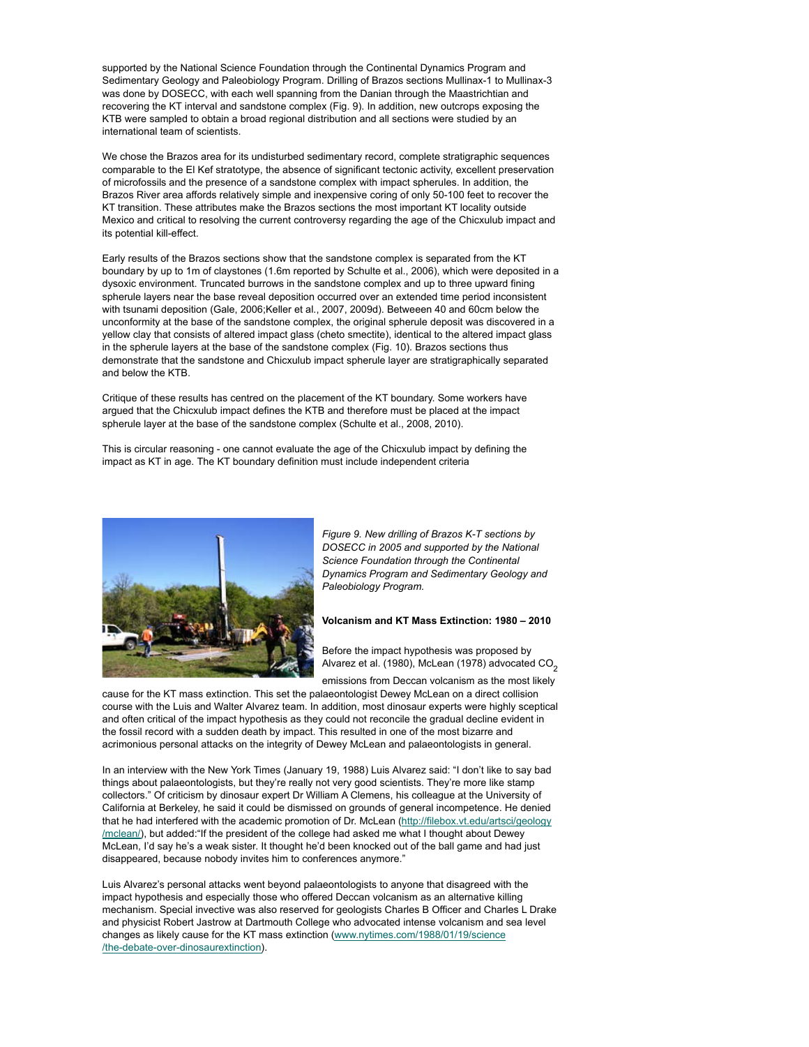supported by the National Science Foundation through the Continental Dynamics Program and Sedimentary Geology and Paleobiology Program. Drilling of Brazos sections Mullinax-1 to Mullinax-3 was done by DOSECC, with each well spanning from the Danian through the Maastrichtian and recovering the KT interval and sandstone complex (Fig. 9). In addition, new outcrops exposing the KTB were sampled to obtain a broad regional distribution and all sections were studied by an international team of scientists.

We chose the Brazos area for its undisturbed sedimentary record, complete stratigraphic sequences comparable to the El Kef stratotype, the absence of significant tectonic activity, excellent preservation of microfossils and the presence of a sandstone complex with impact spherules. In addition, the Brazos River area affords relatively simple and inexpensive coring of only 50-100 feet to recover the KT transition. These attributes make the Brazos sections the most important KT locality outside Mexico and critical to resolving the current controversy regarding the age of the Chicxulub impact and its potential kill-effect.

Early results of the Brazos sections show that the sandstone complex is separated from the KT boundary by up to 1m of claystones (1.6m reported by Schulte et al., 2006), which were deposited in a dysoxic environment. Truncated burrows in the sandstone complex and up to three upward fining spherule layers near the base reveal deposition occurred over an extended time period inconsistent with tsunami deposition (Gale, 2006;Keller et al., 2007, 2009d). Betweeen 40 and 60cm below the unconformity at the base of the sandstone complex, the original spherule deposit was discovered in a yellow clay that consists of altered impact glass (cheto smectite), identical to the altered impact glass in the spherule layers at the base of the sandstone complex (Fig. 10). Brazos sections thus demonstrate that the sandstone and Chicxulub impact spherule layer are stratigraphically separated and below the KTB.

Critique of these results has centred on the placement of the KT boundary. Some workers have argued that the Chicxulub impact defines the KTB and therefore must be placed at the impact spherule layer at the base of the sandstone complex (Schulte et al., 2008, 2010).

This is circular reasoning - one cannot evaluate the age of the Chicxulub impact by defining the impact as KT in age. The KT boundary definition must include independent criteria

*Figure 9. New drilling of Brazos K-T sections by DOSECC in 2005 and supported by the National Science Foundation through the Continental Dynamics Program and Sedimentary Geology and Paleobiology Program.*

**Volcanism and KT Mass Extinction: 1980 – 2010**

Before the impact hypothesis was proposed by Alvarez et al. (1980), McLean (1978) advocated $CO_2$ emissions from Deccan volcanism as the most likely cause for the KT mass extinction. This set the palaeontologist Dewey McLean on a direct collision course with the Luis and Walter Alvarez team. In addition, most dinosaur experts were highly sceptical and often critical of the impact hypothesis as they could not reconcile the gradual decline evident in the fossil record with a sudden death by impact. This resulted in one of the most bizarre and acrimonious personal attacks on the integrity of Dewey McLean and palaeontologists in general.

In an interview with the New York Times (January 19, 1988) Luis Alvarez said: "I don't like to say bad things about palaeontologists, but they're really not very good scientists. They're more like stamp collectors." Of criticism by dinosaur expert Dr William A Clemens, his colleague at the University of California at Berkeley, he said it could be dismissed on grounds of general incompetence. He denied that he had interfered with the academic promotion of Dr. McLean (http://filebox.vt.edu/artsci/geology/mclean/), but added:"If the president of the college had asked me what I thought about Dewey McLean, I'd say he's a weak sister. It thought he'd been knocked out of the ball game and had just disappeared, because nobody invites him to conferences anymore."

Luis Alvarez's personal attacks went beyond palaeontologists to anyone that disagreed with the impact hypothesis and especially those who offered Deccan volcanism as an alternative killing mechanism. Special invective was also reserved for geologists Charles B Officer and Charles L Drake and physicist Robert Jastrow at Dartmouth College who advocated intense volcanism and sea level changes as likely cause for the KT mass extinction (www.nytimes.com/1988/01/19/science/the-debate-over-dinosaurextinction).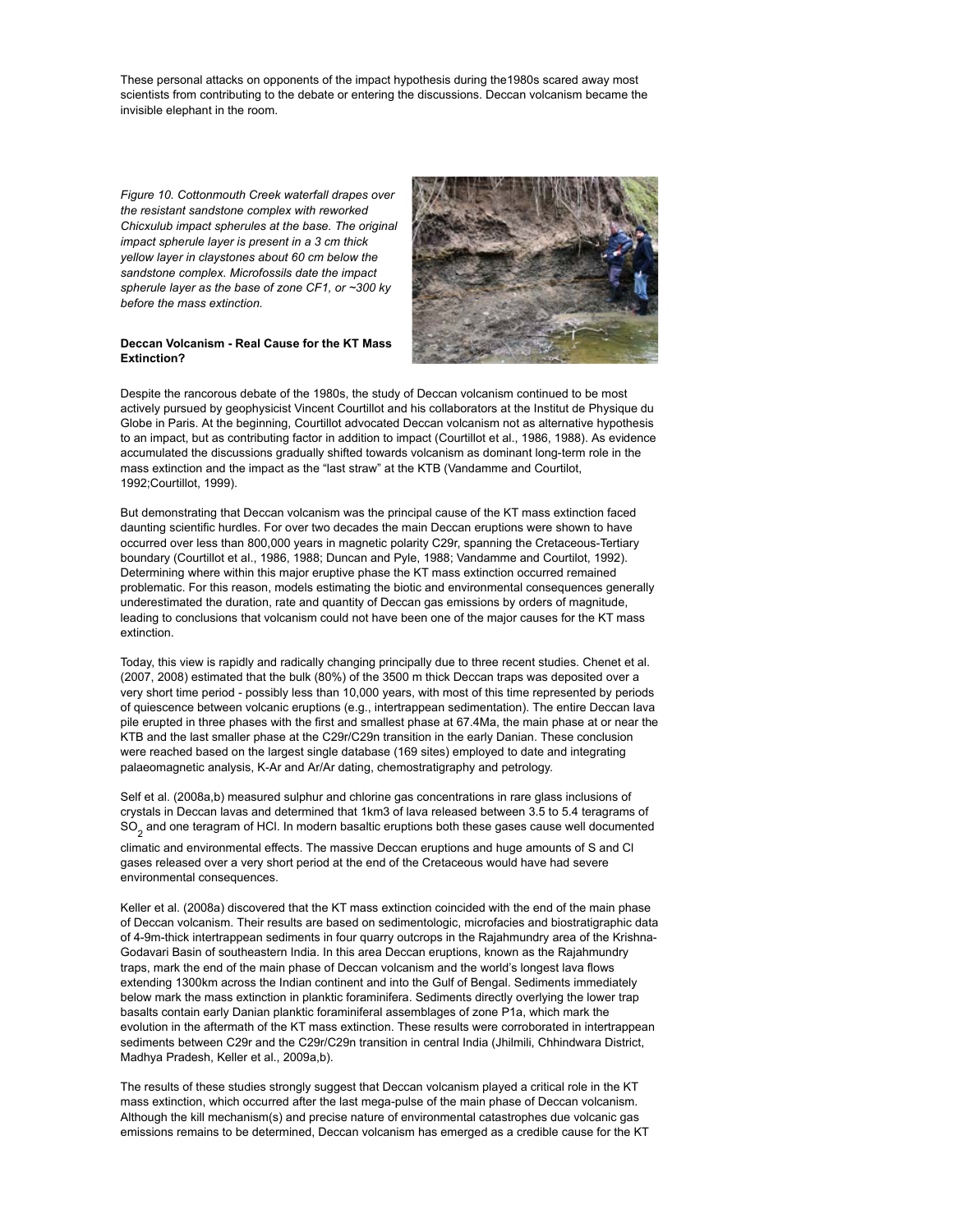These personal attacks on opponents of the impact hypothesis during the1980s scared away most scientists from contributing to the debate or entering the discussions. Deccan volcanism became the invisible elephant in the room.

*Figure 10. Cottonmouth Creek waterfall drapes over the resistant sandstone complex with reworked Chicxulub impact spherules at the base. The original impact spherule layer is present in a 3 cm thick yellow layer in claystones about 60 cm below the sandstone complex. Microfossils date the impact spherule layer as the base of zone CF1, or ~300 ky before the mass extinction.*

**Deccan Volcanism - Real Cause for the KT Mass Extinction?**

Despite the rancorous debate of the 1980s, the study of Deccan volcanism continued to be most actively pursued by geophysicist Vincent Courtillot and his collaborators at the Institut de Physique du Globe in Paris. At the beginning, Courtillot advocated Deccan volcanism not as alternative hypothesis to an impact, but as contributing factor in addition to impact (Courtillot et al., 1986, 1988). As evidence accumulated the discussions gradually shifted towards volcanism as dominant long-term role in the mass extinction and the impact as the "last straw" at the KTB (Vandamme and Courtilot, 1992;Courtillot, 1999).

But demonstrating that Deccan volcanism was the principal cause of the KT mass extinction faced daunting scientific hurdles. For over two decades the main Deccan eruptions were shown to have occurred over less than 800,000 years in magnetic polarity C29r, spanning the Cretaceous-Tertiary boundary (Courtillot et al., 1986, 1988; Duncan and Pyle, 1988; Vandamme and Courtilot, 1992). Determining where within this major eruptive phase the KT mass extinction occurred remained problematic. For this reason, models estimating the biotic and environmental consequences generally underestimated the duration, rate and quantity of Deccan gas emissions by orders of magnitude, leading to conclusions that volcanism could not have been one of the major causes for the KT mass extinction.

Today, this view is rapidly and radically changing principally due to three recent studies. Chenet et al. (2007, 2008) estimated that the bulk (80%) of the 3500 m thick Deccan traps was deposited over a very short time period - possibly less than 10,000 years, with most of this time represented by periods of quiescence between volcanic eruptions (e.g., intertrappean sedimentation). The entire Deccan lava pile erupted in three phases with the first and smallest phase at 67.4Ma, the main phase at or near the KTB and the last smaller phase at the C29r/C29n transition in the early Danian. These conclusion were reached based on the largest single database (169 sites) employed to date and integrating palaeomagnetic analysis, K-Ar and Ar/Ar dating, chemostratigraphy and petrology.

Self et al. (2008a,b) measured sulphur and chlorine gas concentrations in rare glass inclusions of crystals in Deccan lavas and determined that 1km3 of lava released between 3.5 to 5.4 teragrams of $SO_2$ and one teragram of HCl. In modern basaltic eruptions both these gases cause well documented climatic and environmental effects. The massive Deccan eruptions and huge amounts of S and Cl gases released over a very short period at the end of the Cretaceous would have had severe environmental consequences.

Keller et al. (2008a) discovered that the KT mass extinction coincided with the end of the main phase of Deccan volcanism. Their results are based on sedimentologic, microfacies and biostratigraphic data of 4-9m-thick intertrappean sediments in four quarry outcrops in the Rajahmundry area of the Krishna-Godavari Basin of southeastern India. In this area Deccan eruptions, known as the Rajahmundry traps, mark the end of the main phase of Deccan volcanism and the world's longest lava flows extending 1300km across the Indian continent and into the Gulf of Bengal. Sediments immediately below mark the mass extinction in planktic foraminifera. Sediments directly overlying the lower trap basalts contain early Danian planktic foraminiferal assemblages of zone P1a, which mark the evolution in the aftermath of the KT mass extinction. These results were corroborated in intertrappean sediments between C29r and the C29r/C29n transition in central India (Jhilmili, Chhindwara District, Madhya Pradesh, Keller et al., 2009a,b).

The results of these studies strongly suggest that Deccan volcanism played a critical role in the KT mass extinction, which occurred after the last mega-pulse of the main phase of Deccan volcanism. Although the kill mechanism(s) and precise nature of environmental catastrophes due volcanic gas emissions remains to be determined, Deccan volcanism has emerged as a credible cause for the KT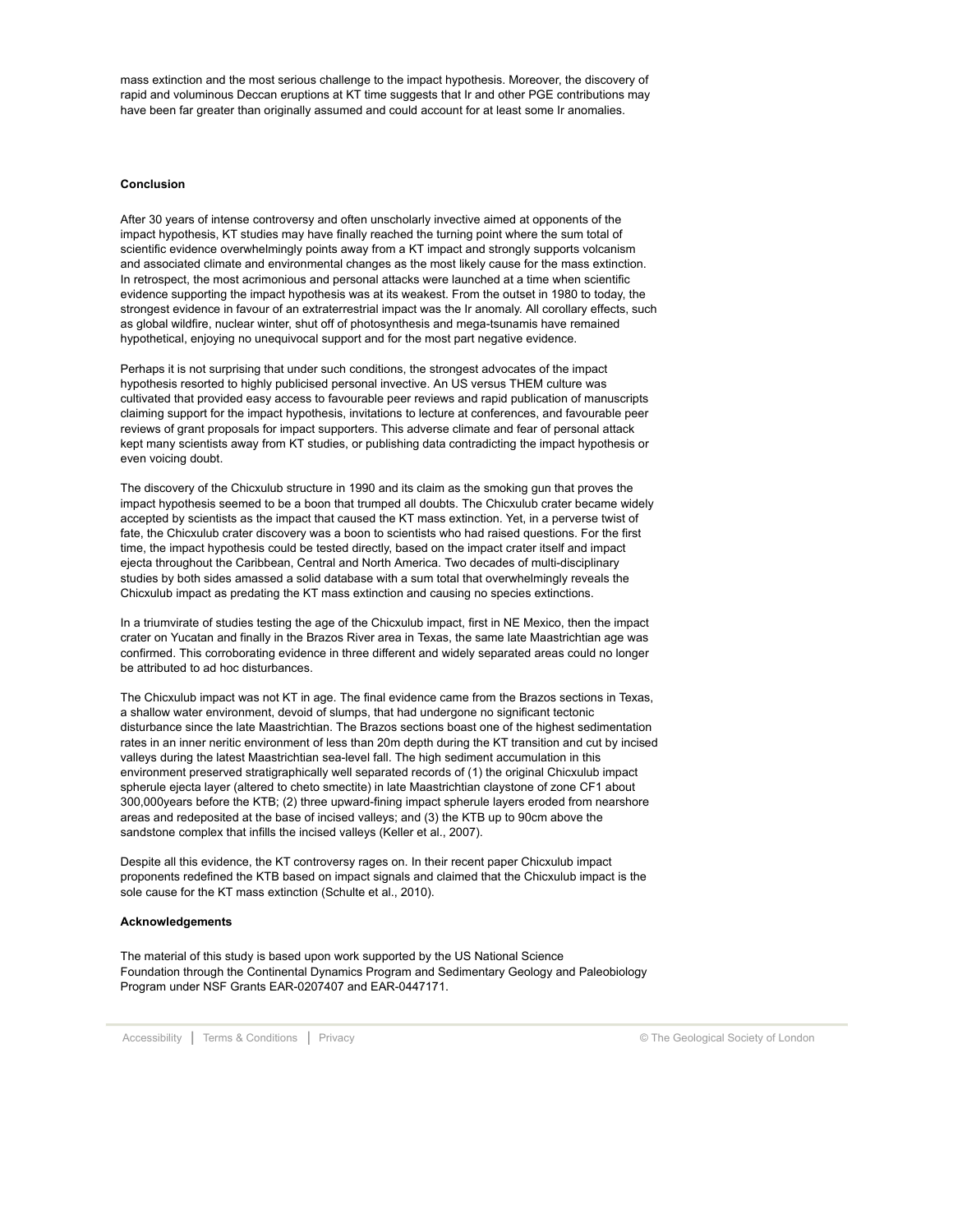mass extinction and the most serious challenge to the impact hypothesis. Moreover, the discovery of rapid and voluminous Deccan eruptions at KT time suggests that Ir and other PGE contributions may have been far greater than originally assumed and could account for at least some Ir anomalies.

**Conclusion**

After 30 years of intense controversy and often unscholarly invective aimed at opponents of the impact hypothesis, KT studies may have finally reached the turning point where the sum total of scientific evidence overwhelmingly points away from a KT impact and strongly supports volcanism and associated climate and environmental changes as the most likely cause for the mass extinction. In retrospect, the most acrimonious and personal attacks were launched at a time when scientific evidence supporting the impact hypothesis was at its weakest. From the outset in 1980 to today, the strongest evidence in favour of an extraterrestrial impact was the Ir anomaly. All corollary effects, such as global wildfire, nuclear winter, shut off of photosynthesis and mega-tsunamis have remained hypothetical, enjoying no unequivocal support and for the most part negative evidence.

Perhaps it is not surprising that under such conditions, the strongest advocates of the impact hypothesis resorted to highly publicised personal invective. An US versus THEM culture was cultivated that provided easy access to favourable peer reviews and rapid publication of manuscripts claiming support for the impact hypothesis, invitations to lecture at conferences, and favourable peer reviews of grant proposals for impact supporters. This adverse climate and fear of personal attack kept many scientists away from KT studies, or publishing data contradicting the impact hypothesis or even voicing doubt.

The discovery of the Chicxulub structure in 1990 and its claim as the smoking gun that proves the impact hypothesis seemed to be a boon that trumped all doubts. The Chicxulub crater became widely accepted by scientists as the impact that caused the KT mass extinction. Yet, in a perverse twist of fate, the Chicxulub crater discovery was a boon to scientists who had raised questions. For the first time, the impact hypothesis could be tested directly, based on the impact crater itself and impact ejecta throughout the Caribbean, Central and North America. Two decades of multi-disciplinary studies by both sides amassed a solid database with a sum total that overwhelmingly reveals the Chicxulub impact as predating the KT mass extinction and causing no species extinctions.

In a triumvirate of studies testing the age of the Chicxulub impact, first in NE Mexico, then the impact crater on Yucatan and finally in the Brazos River area in Texas, the same late Maastrichtian age was confirmed. This corroborating evidence in three different and widely separated areas could no longer be attributed to ad hoc disturbances.

The Chicxulub impact was not KT in age. The final evidence came from the Brazos sections in Texas, a shallow water environment, devoid of slumps, that had undergone no significant tectonic disturbance since the late Maastrichtian. The Brazos sections boast one of the highest sedimentation rates in an inner neritic environment of less than 20m depth during the KT transition and cut by incised valleys during the latest Maastrichtian sea-level fall. The high sediment accumulation in this environment preserved stratigraphically well separated records of (1) the original Chicxulub impact spherule ejecta layer (altered to cheto smectite) in late Maastrichtian claystone of zone CF1 about 300,000years before the KTB; (2) three upward-fining impact spherule layers eroded from nearshore areas and redeposited at the base of incised valleys; and (3) the KTB up to 90cm above the sandstone complex that infills the incised valleys (Keller et al., 2007).

Despite all this evidence, the KT controversy rages on. In their recent paper Chicxulub impact proponents redefined the KTB based on impact signals and claimed that the Chicxulub impact is the sole cause for the KT mass extinction (Schulte et al., 2010).

**Acknowledgements**

The material of this study is based upon work supported by the US National Science Foundation through the Continental Dynamics Program and Sedimentary Geology and Paleobiology Program under NSF Grants EAR-0207407 and EAR-0447171.